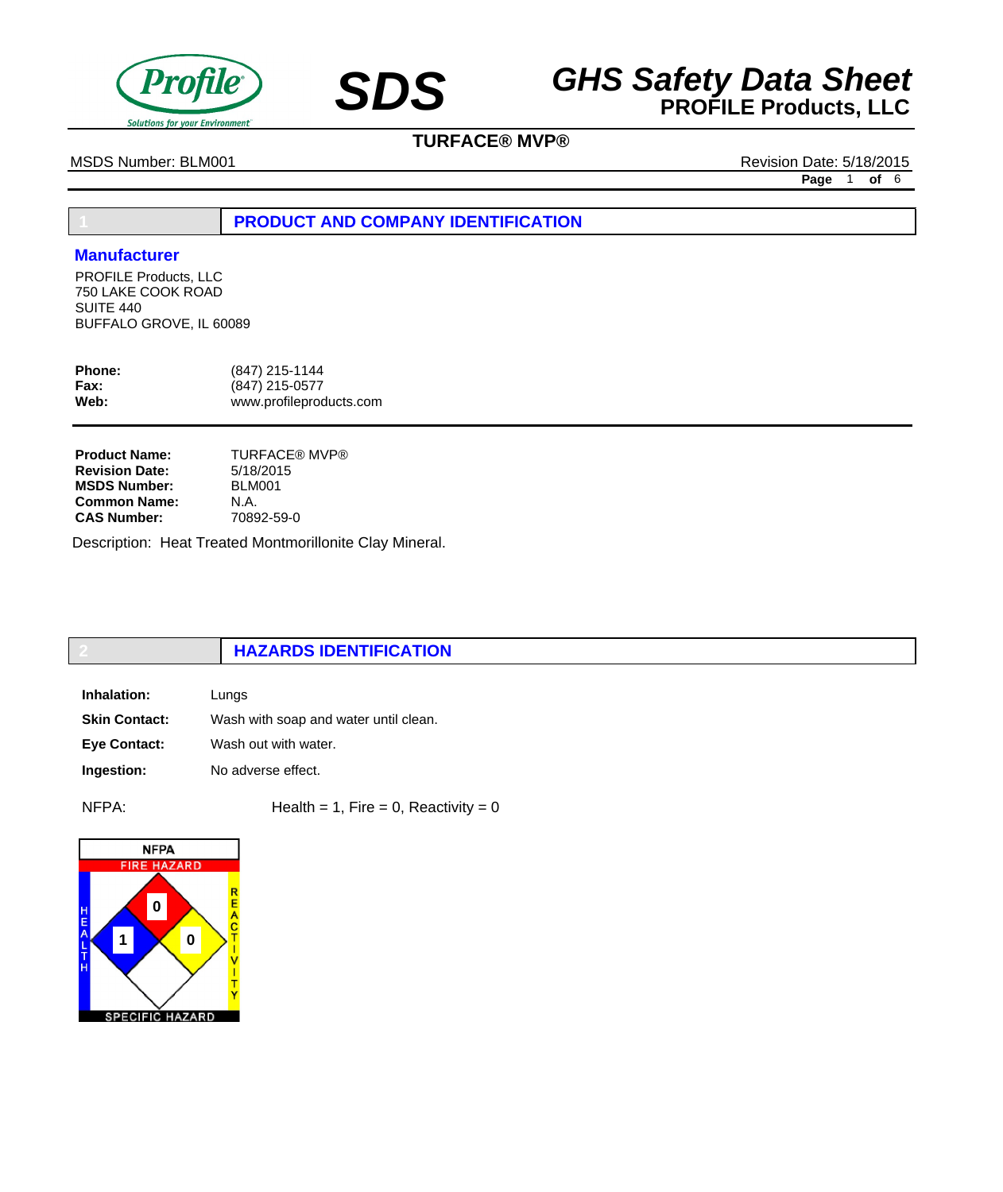# SDS

## GHS Safety Data Sheet
**PROFILE Products, LLC**

**TURFACE® MVP®**

MSDS Number: BLM001 | Revision Date: 5/18/2015

## 1 PRODUCT AND COMPANY IDENTIFICATION

### Manufacturer

PROFILE Products, LLC
750 LAKE COOK ROAD
SUITE 440
BUFFALO GROVE, IL 60089

**Phone:** (847) 215-1144
**Fax:** (847) 215-0577
**Web:** www.profileproducts.com

**Product Name:** TURFACE® MVP®
**Revision Date:** 5/18/2015
**MSDS Number:** BLM001
**Common Name:** N.A.
**CAS Number:** 70892-59-0

Description: Heat Treated Montmorillonite Clay Mineral.

## 2 HAZARDS IDENTIFICATION

**Inhalation:** Lungs

**Skin Contact:** Wash with soap and water until clean.

**Eye Contact:** Wash out with water.

**Ingestion:** No adverse effect.

NFPA: Health = 1, Fire = 0, Reactivity = 0

NFPA
FIRE HAZARD: 0
HEALTH: 1
REACTIVITY: 0
SPECIFIC HAZARD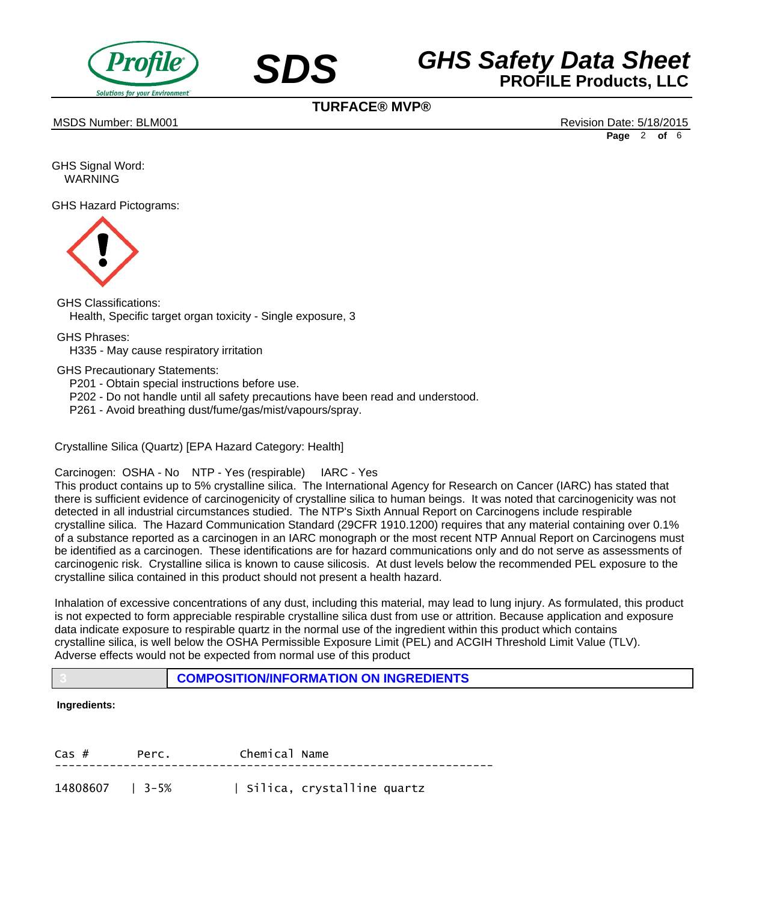GHS Signal Word:
WARNING

GHS Hazard Pictograms:

GHS Classifications:
Health, Specific target organ toxicity - Single exposure, 3

GHS Phrases:
H335 - May cause respiratory irritation

GHS Precautionary Statements:
P201 - Obtain special instructions before use.
P202 - Do not handle until all safety precautions have been read and understood.
P261 - Avoid breathing dust/fume/gas/mist/vapours/spray.

Crystalline Silica (Quartz) [EPA Hazard Category: Health]

Carcinogen: OSHA - No NTP - Yes (respirable) IARC - Yes
This product contains up to 5% crystalline silica. The International Agency for Research on Cancer (IARC) has stated that there is sufficient evidence of carcinogenicity of crystalline silica to human beings. It was noted that carcinogenicity was not detected in all industrial circumstances studied. The NTP's Sixth Annual Report on Carcinogens include respirable crystalline silica. The Hazard Communication Standard (29CFR 1910.1200) requires that any material containing over 0.1% of a substance reported as a carcinogen in an IARC monograph or the most recent NTP Annual Report on Carcinogens must be identified as a carcinogen. These identifications are for hazard communications only and do not serve as assessments of carcinogenic risk. Crystalline silica is known to cause silicosis. At dust levels below the recommended PEL exposure to the crystalline silica contained in this product should not present a health hazard.

Inhalation of excessive concentrations of any dust, including this material, may lead to lung injury. As formulated, this product is not expected to form appreciable respirable crystalline silica dust from use or attrition. Because application and exposure data indicate exposure to respirable quartz in the normal use of the ingredient within this product which contains crystalline silica, is well below the OSHA Permissible Exposure Limit (PEL) and ACGIH Threshold Limit Value (TLV). Adverse effects would not be expected from normal use of this product

## 3 COMPOSITION/INFORMATION ON INGREDIENTS

**Ingredients:**

| Cas # | Perc. | Chemical Name |
|---|---|---|
| 14808607 | 3-5% | Silica, crystalline quartz |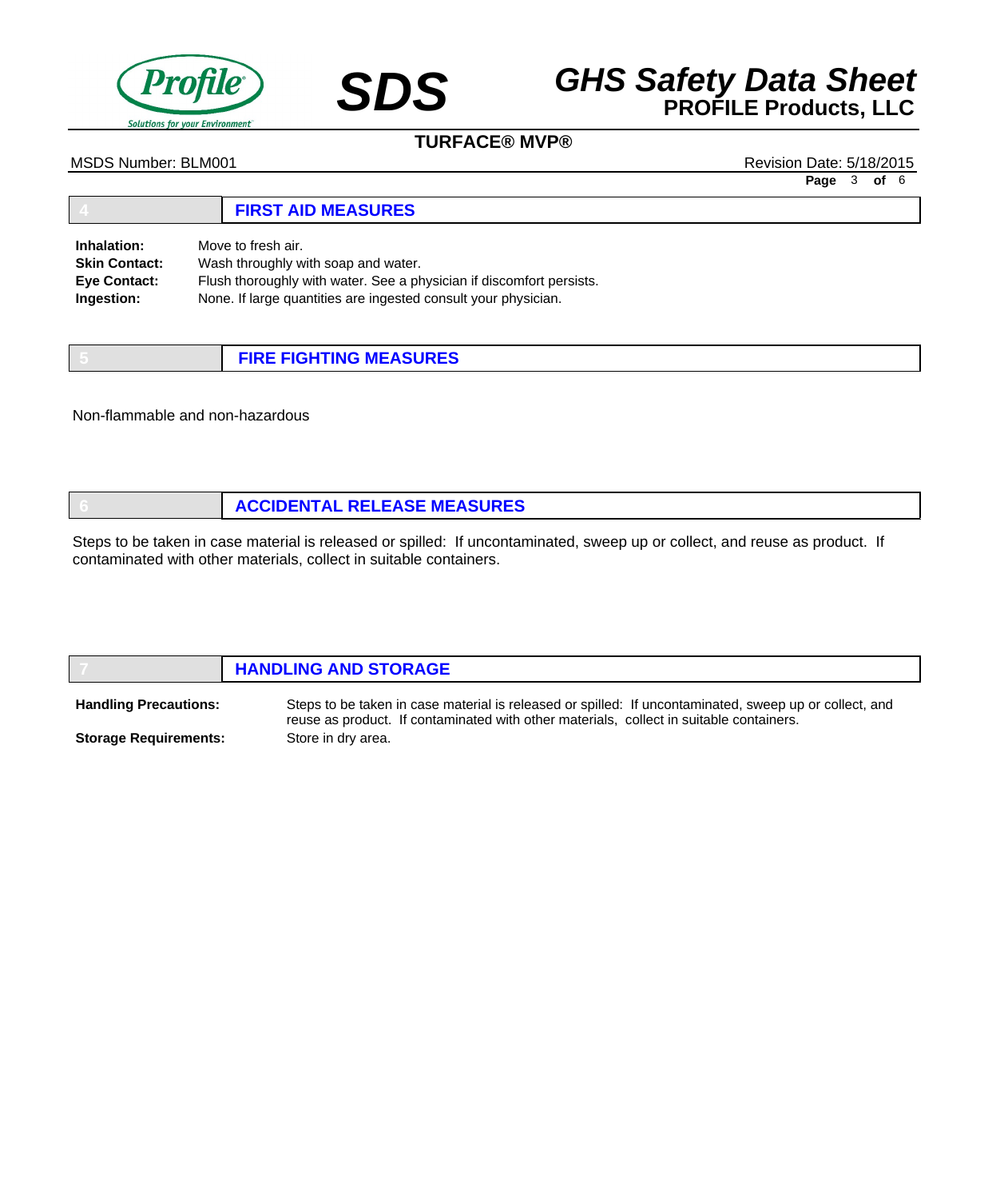## 4 FIRST AID MEASURES

**Inhalation:** Move to fresh air.
**Skin Contact:** Wash throughly with soap and water.
**Eye Contact:** Flush thoroughly with water. See a physician if discomfort persists.
**Ingestion:** None. If large quantities are ingested consult your physician.

## 5 FIRE FIGHTING MEASURES

Non-flammable and non-hazardous

## 6 ACCIDENTAL RELEASE MEASURES

Steps to be taken in case material is released or spilled: If uncontaminated, sweep up or collect, and reuse as product. If contaminated with other materials, collect in suitable containers.

## 7 HANDLING AND STORAGE

**Handling Precautions:** Steps to be taken in case material is released or spilled: If uncontaminated, sweep up or collect, and reuse as product. If contaminated with other materials, collect in suitable containers.

**Storage Requirements:** Store in dry area.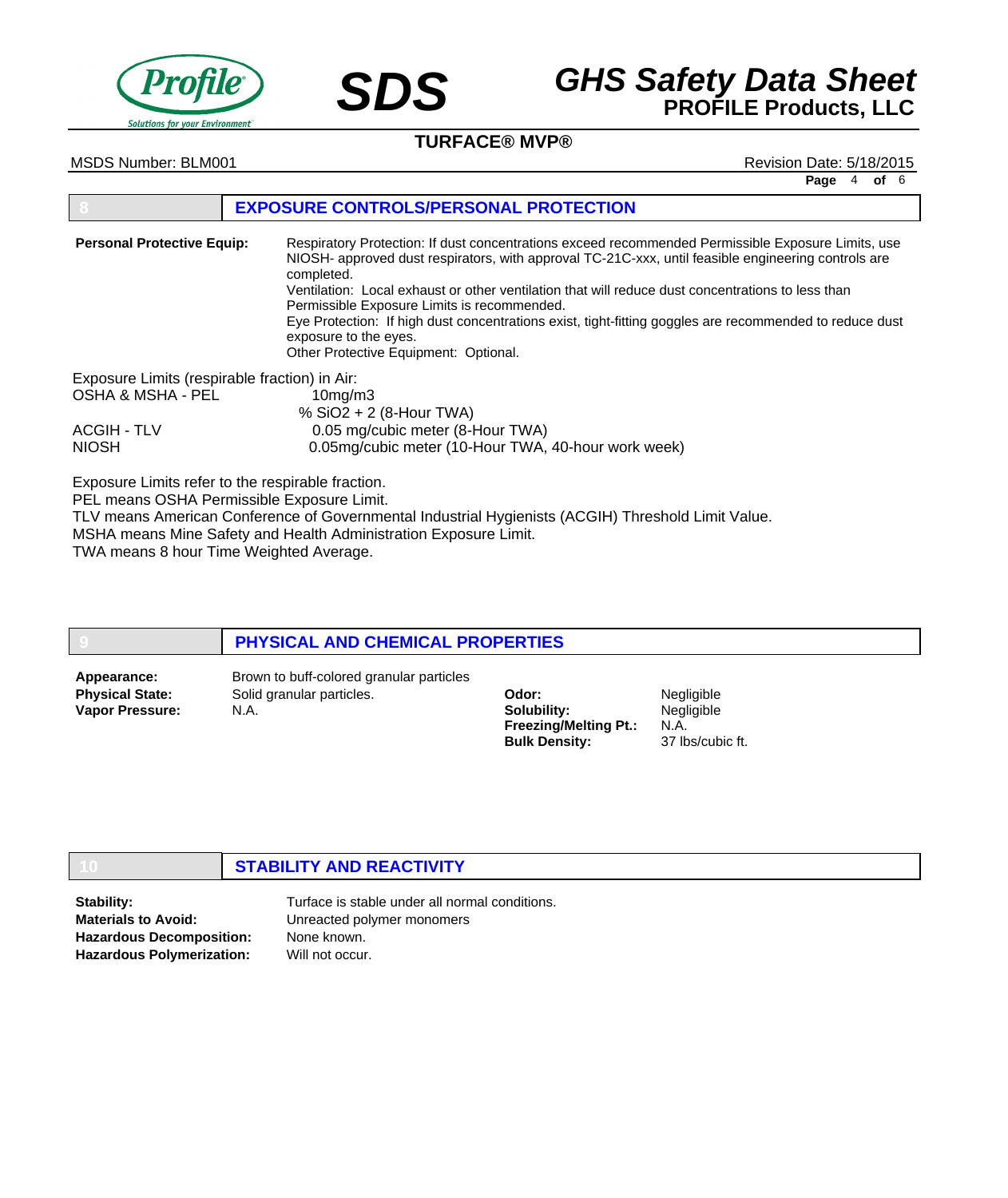## 8 EXPOSURE CONTROLS/PERSONAL PROTECTION

**Personal Protective Equip:**

Respiratory Protection: If dust concentrations exceed recommended Permissible Exposure Limits, use NIOSH- approved dust respirators, with approval TC-21C-xxx, until feasible engineering controls are completed.
Ventilation: Local exhaust or other ventilation that will reduce dust concentrations to less than Permissible Exposure Limits is recommended.
Eye Protection: If high dust concentrations exist, tight-fitting goggles are recommended to reduce dust exposure to the eyes.
Other Protective Equipment: Optional.

Exposure Limits (respirable fraction) in Air:

| | |
|---|---|
| OSHA & MSHA - PEL | 10mg/m3 <br> % $SiO_2$ + 2 (8-Hour TWA) |
| ACGIH - TLV | 0.05 mg/cubic meter (8-Hour TWA) |
| NIOSH | 0.05mg/cubic meter (10-Hour TWA, 40-hour work week) |

Exposure Limits refer to the respirable fraction.
PEL means OSHA Permissible Exposure Limit.
TLV means American Conference of Governmental Industrial Hygienists (ACGIH) Threshold Limit Value.
MSHA means Mine Safety and Health Administration Exposure Limit.
TWA means 8 hour Time Weighted Average.

## 9 PHYSICAL AND CHEMICAL PROPERTIES

**Appearance:** Brown to buff-colored granular particles
**Physical State:** Solid granular particles.
**Vapor Pressure:** N.A.

**Odor:** Negligible
**Solubility:** Negligible
**Freezing/Melting Pt.:** N.A.
**Bulk Density:** 37 lbs/cubic ft.

## 10 STABILITY AND REACTIVITY

**Stability:** Turface is stable under all normal conditions.
**Materials to Avoid:** Unreacted polymer monomers
**Hazardous Decomposition:** None known.
**Hazardous Polymerization:** Will not occur.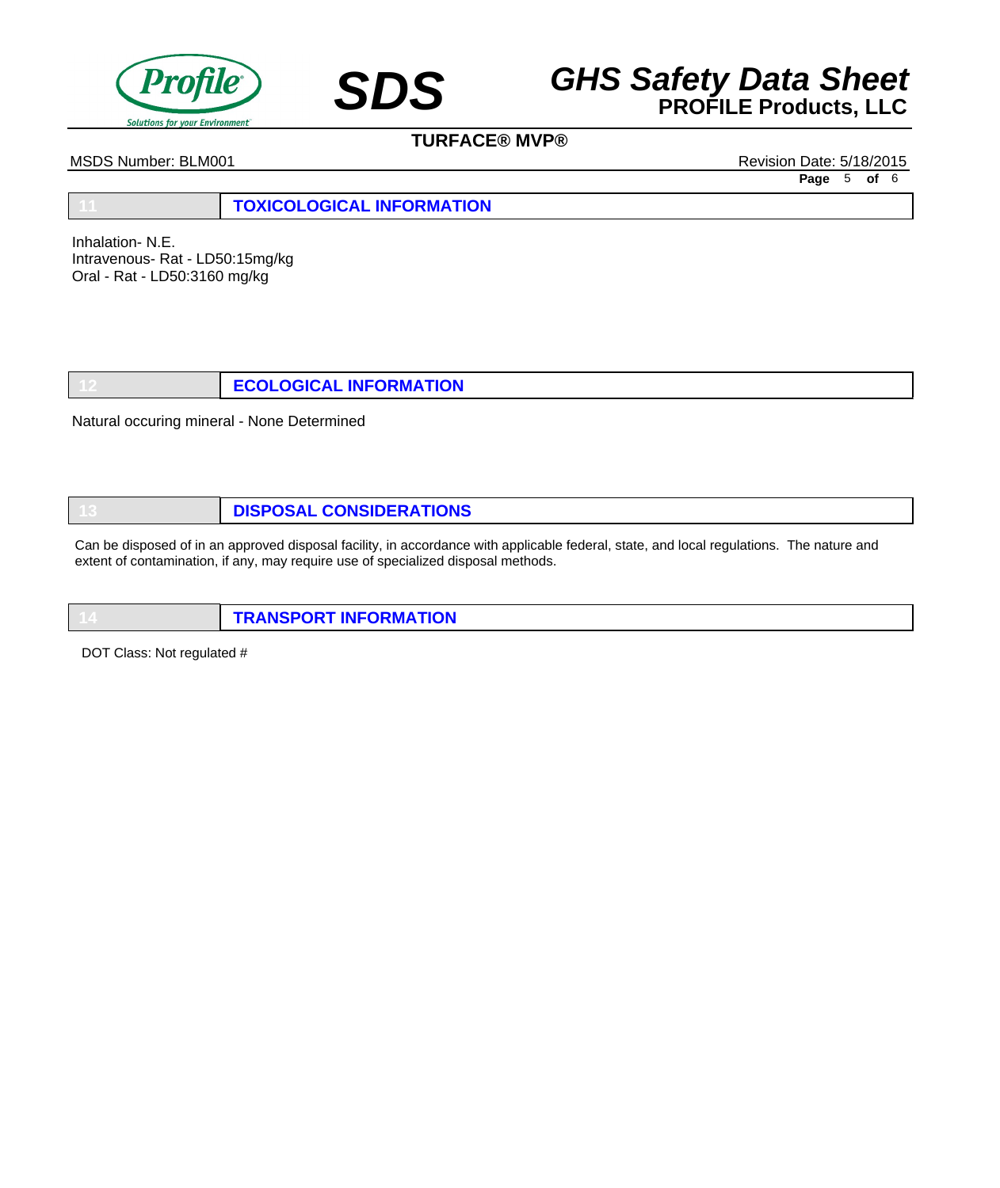## 11 TOXICOLOGICAL INFORMATION

Inhalation- N.E.
Intravenous- Rat - LD50:15mg/kg
Oral - Rat - LD50:3160 mg/kg

## 12 ECOLOGICAL INFORMATION

Natural occuring mineral - None Determined

## 13 DISPOSAL CONSIDERATIONS

Can be disposed of in an approved disposal facility, in accordance with applicable federal, state, and local regulations. The nature and extent of contamination, if any, may require use of specialized disposal methods.

## 14 TRANSPORT INFORMATION

DOT Class: Not regulated #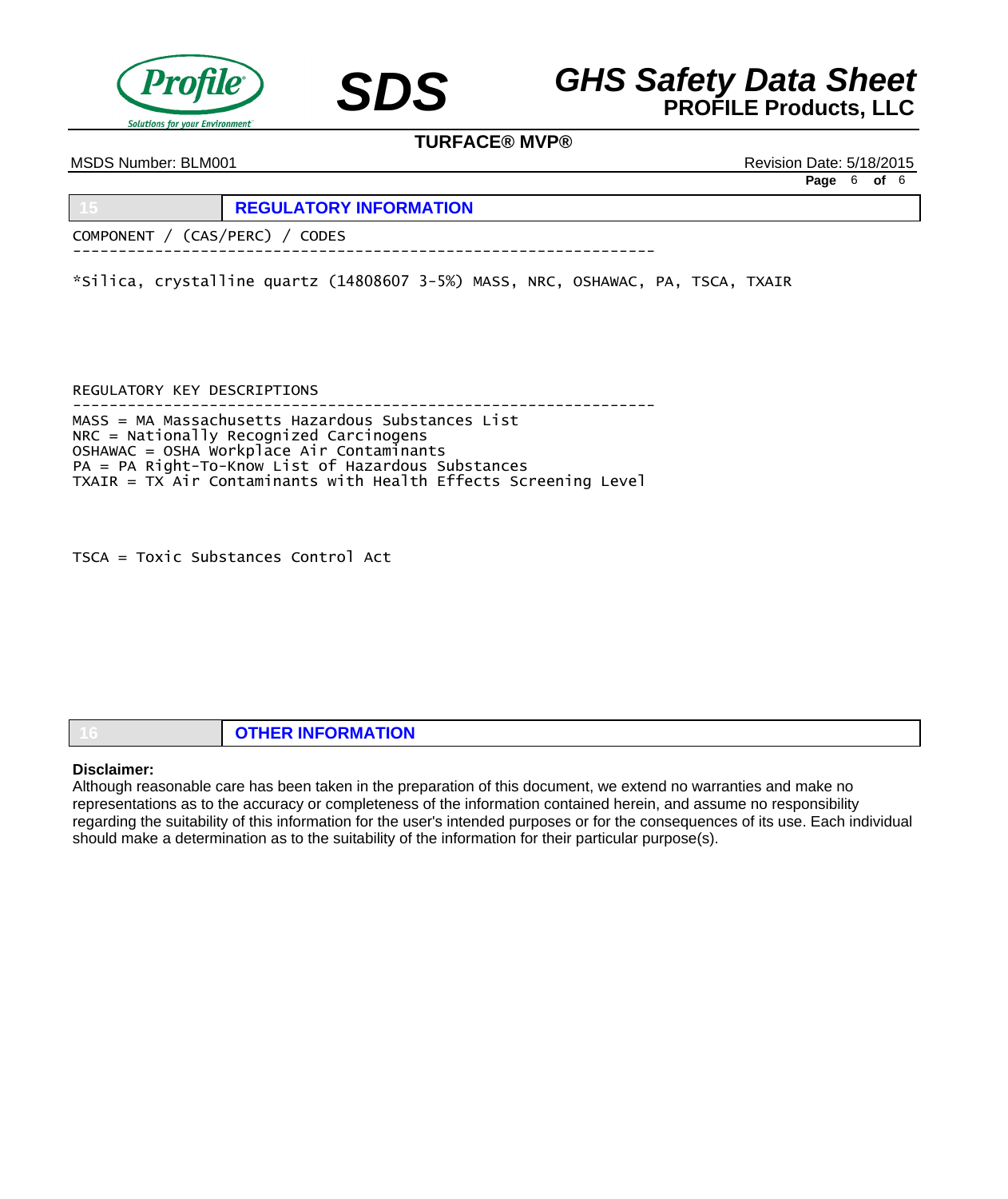## 15 REGULATORY INFORMATION

COMPONENT / (CAS/PERC) / CODES

---

*Silica, crystalline quartz (14808607 3-5%) MASS, NRC, OSHAWAC, PA, TSCA, TXAIR

REGULATORY KEY DESCRIPTIONS

---

MASS = MA Massachusetts Hazardous Substances List
NRC = Nationally Recognized Carcinogens
OSHAWAC = OSHA Workplace Air Contaminants
PA = PA Right-To-Know List of Hazardous Substances
TXAIR = TX Air Contaminants with Health Effects Screening Level

TSCA = Toxic Substances Control Act

## 16 OTHER INFORMATION

**Disclaimer:**
Although reasonable care has been taken in the preparation of this document, we extend no warranties and make no representations as to the accuracy or completeness of the information contained herein, and assume no responsibility regarding the suitability of this information for the user's intended purposes or for the consequences of its use. Each individual should make a determination as to the suitability of the information for their particular purpose(s).